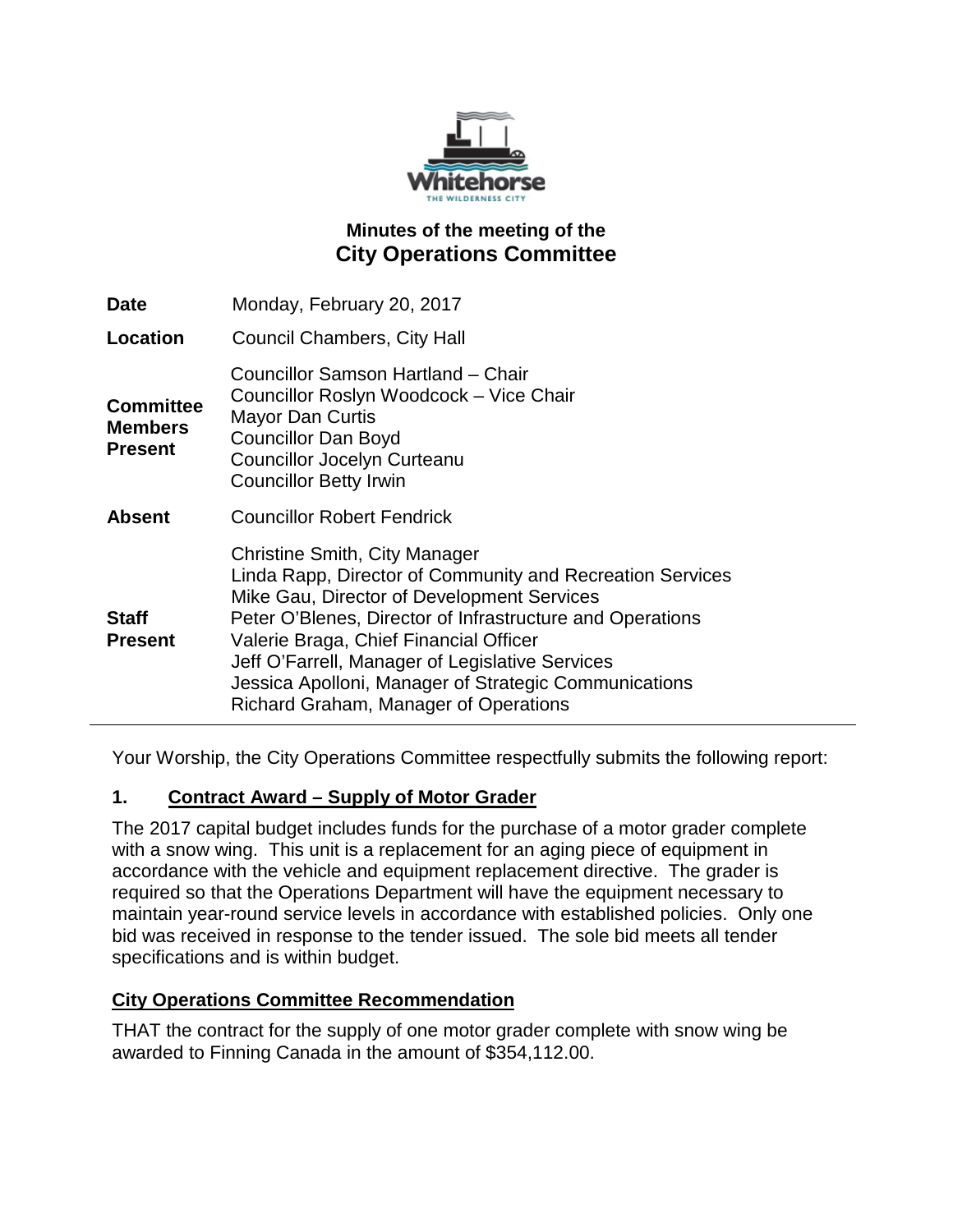# Minutes of the meeting of the
## City Operations Committee

| | |
|---|---|
| **Date** | Monday, February 20, 2017 |
| **Location** | Council Chambers, City Hall |
| **Committee Members Present** | Councillor Samson Hartland – Chair<br>Councillor Roslyn Woodcock – Vice Chair<br>Mayor Dan Curtis<br>Councillor Dan Boyd<br>Councillor Jocelyn Curteanu<br>Councillor Betty Irwin |
| **Absent** | Councillor Robert Fendrick |
| **Staff Present** | Christine Smith, City Manager<br>Linda Rapp, Director of Community and Recreation Services<br>Mike Gau, Director of Development Services<br>Peter O'Blenes, Director of Infrastructure and Operations<br>Valerie Braga, Chief Financial Officer<br>Jeff O'Farrell, Manager of Legislative Services<br>Jessica Apolloni, Manager of Strategic Communications<br>Richard Graham, Manager of Operations |

Your Worship, the City Operations Committee respectfully submits the following report:

### 1. Contract Award – Supply of Motor Grader

The 2017 capital budget includes funds for the purchase of a motor grader complete with a snow wing. This unit is a replacement for an aging piece of equipment in accordance with the vehicle and equipment replacement directive. The grader is required so that the Operations Department will have the equipment necessary to maintain year-round service levels in accordance with established policies. Only one bid was received in response to the tender issued. The sole bid meets all tender specifications and is within budget.

**City Operations Committee Recommendation**

THAT the contract for the supply of one motor grader complete with snow wing be awarded to Finning Canada in the amount of $354,112.00.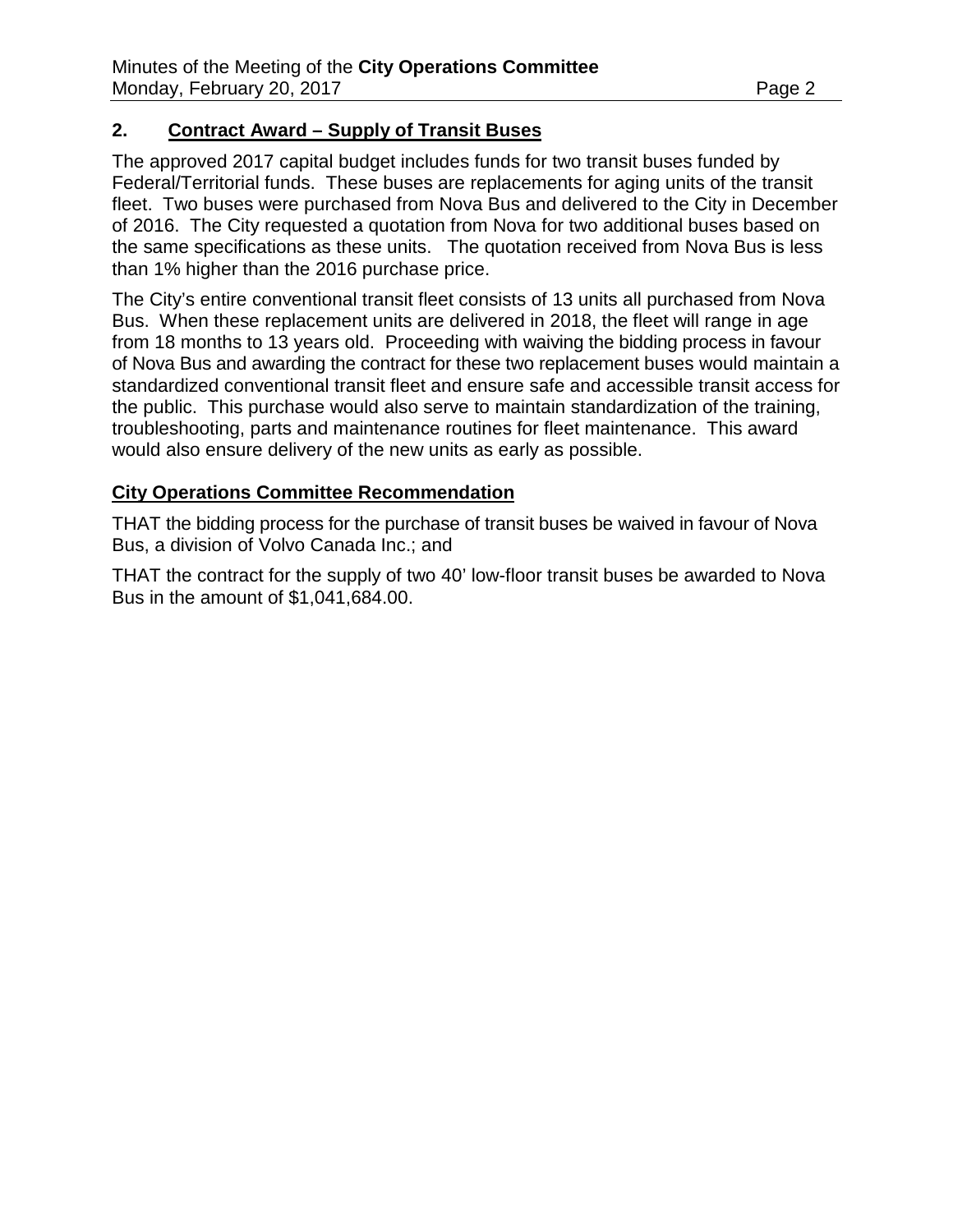## 2. Contract Award – Supply of Transit Buses

The approved 2017 capital budget includes funds for two transit buses funded by Federal/Territorial funds. These buses are replacements for aging units of the transit fleet. Two buses were purchased from Nova Bus and delivered to the City in December of 2016. The City requested a quotation from Nova for two additional buses based on the same specifications as these units. The quotation received from Nova Bus is less than 1% higher than the 2016 purchase price.

The City's entire conventional transit fleet consists of 13 units all purchased from Nova Bus. When these replacement units are delivered in 2018, the fleet will range in age from 18 months to 13 years old. Proceeding with waiving the bidding process in favour of Nova Bus and awarding the contract for these two replacement buses would maintain a standardized conventional transit fleet and ensure safe and accessible transit access for the public. This purchase would also serve to maintain standardization of the training, troubleshooting, parts and maintenance routines for fleet maintenance. This award would also ensure delivery of the new units as early as possible.

### City Operations Committee Recommendation

THAT the bidding process for the purchase of transit buses be waived in favour of Nova Bus, a division of Volvo Canada Inc.; and

THAT the contract for the supply of two 40' low-floor transit buses be awarded to Nova Bus in the amount of $1,041,684.00.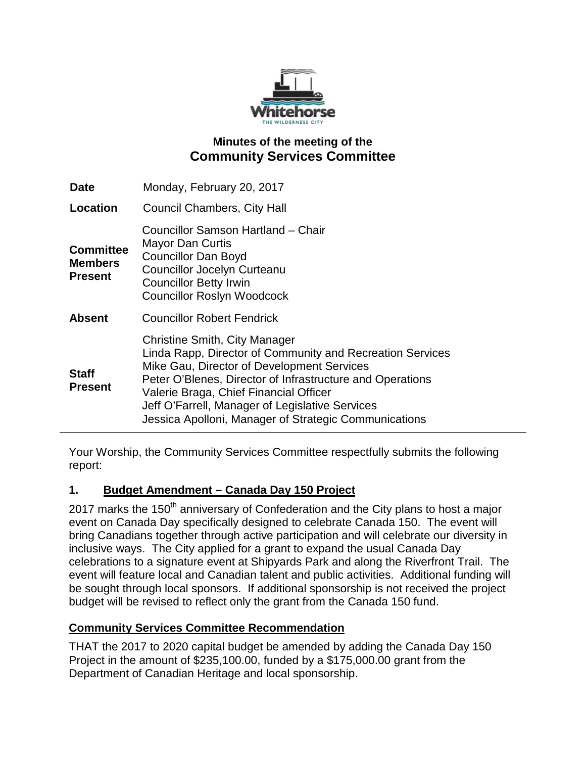## Minutes of the meeting of the
# Community Services Committee

| | |
|---|---|
| **Date** | Monday, February 20, 2017 |
| **Location** | Council Chambers, City Hall |
| **Committee Members Present** | Councillor Samson Hartland – Chair<br>Mayor Dan Curtis<br>Councillor Dan Boyd<br>Councillor Jocelyn Curteanu<br>Councillor Betty Irwin<br>Councillor Roslyn Woodcock |
| **Absent** | Councillor Robert Fendrick |
| **Staff Present** | Christine Smith, City Manager<br>Linda Rapp, Director of Community and Recreation Services<br>Mike Gau, Director of Development Services<br>Peter O'Blenes, Director of Infrastructure and Operations<br>Valerie Braga, Chief Financial Officer<br>Jeff O'Farrell, Manager of Legislative Services<br>Jessica Apolloni, Manager of Strategic Communications |

Your Worship, the Community Services Committee respectfully submits the following report:

## 1. Budget Amendment – Canada Day 150 Project

2017 marks the 150th anniversary of Confederation and the City plans to host a major event on Canada Day specifically designed to celebrate Canada 150. The event will bring Canadians together through active participation and will celebrate our diversity in inclusive ways. The City applied for a grant to expand the usual Canada Day celebrations to a signature event at Shipyards Park and along the Riverfront Trail. The event will feature local and Canadian talent and public activities. Additional funding will be sought through local sponsors. If additional sponsorship is not received the project budget will be revised to reflect only the grant from the Canada 150 fund.

### Community Services Committee Recommendation

THAT the 2017 to 2020 capital budget be amended by adding the Canada Day 150 Project in the amount of $235,100.00, funded by a $175,000.00 grant from the Department of Canadian Heritage and local sponsorship.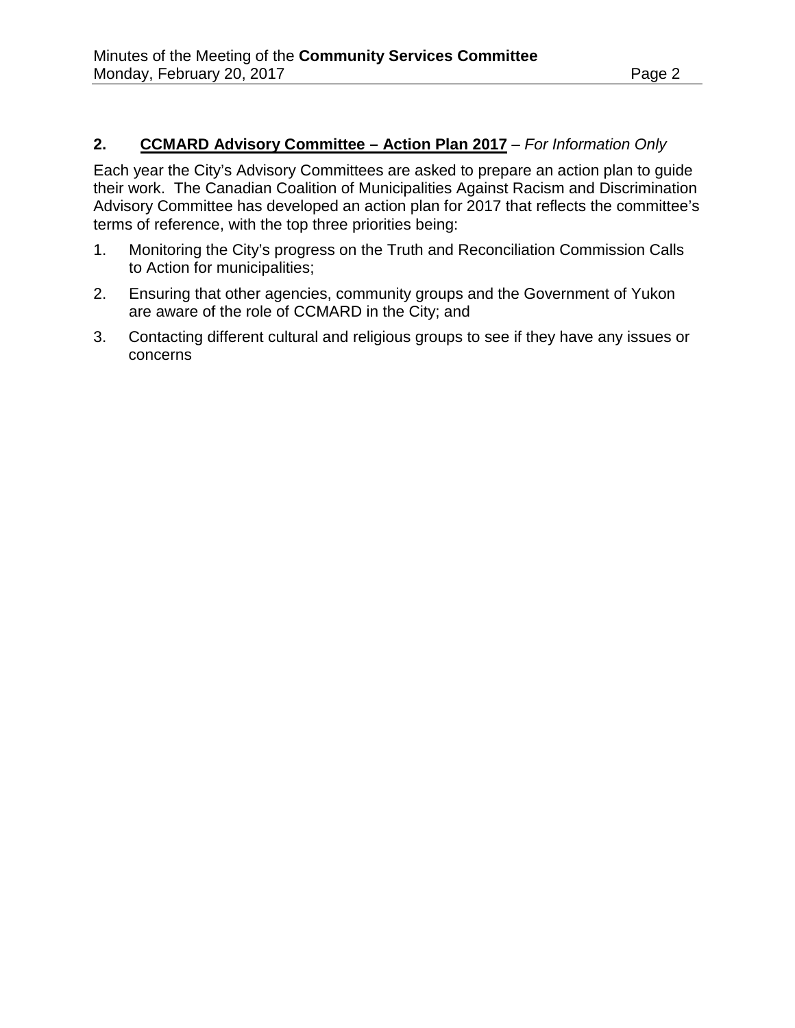## 2. **<u>CCMARD Advisory Committee – Action Plan 2017</u>** – *For Information Only*

Each year the City's Advisory Committees are asked to prepare an action plan to guide their work. The Canadian Coalition of Municipalities Against Racism and Discrimination Advisory Committee has developed an action plan for 2017 that reflects the committee's terms of reference, with the top three priorities being:

1. Monitoring the City's progress on the Truth and Reconciliation Commission Calls to Action for municipalities;
2. Ensuring that other agencies, community groups and the Government of Yukon are aware of the role of CCMARD in the City; and
3. Contacting different cultural and religious groups to see if they have any issues or concerns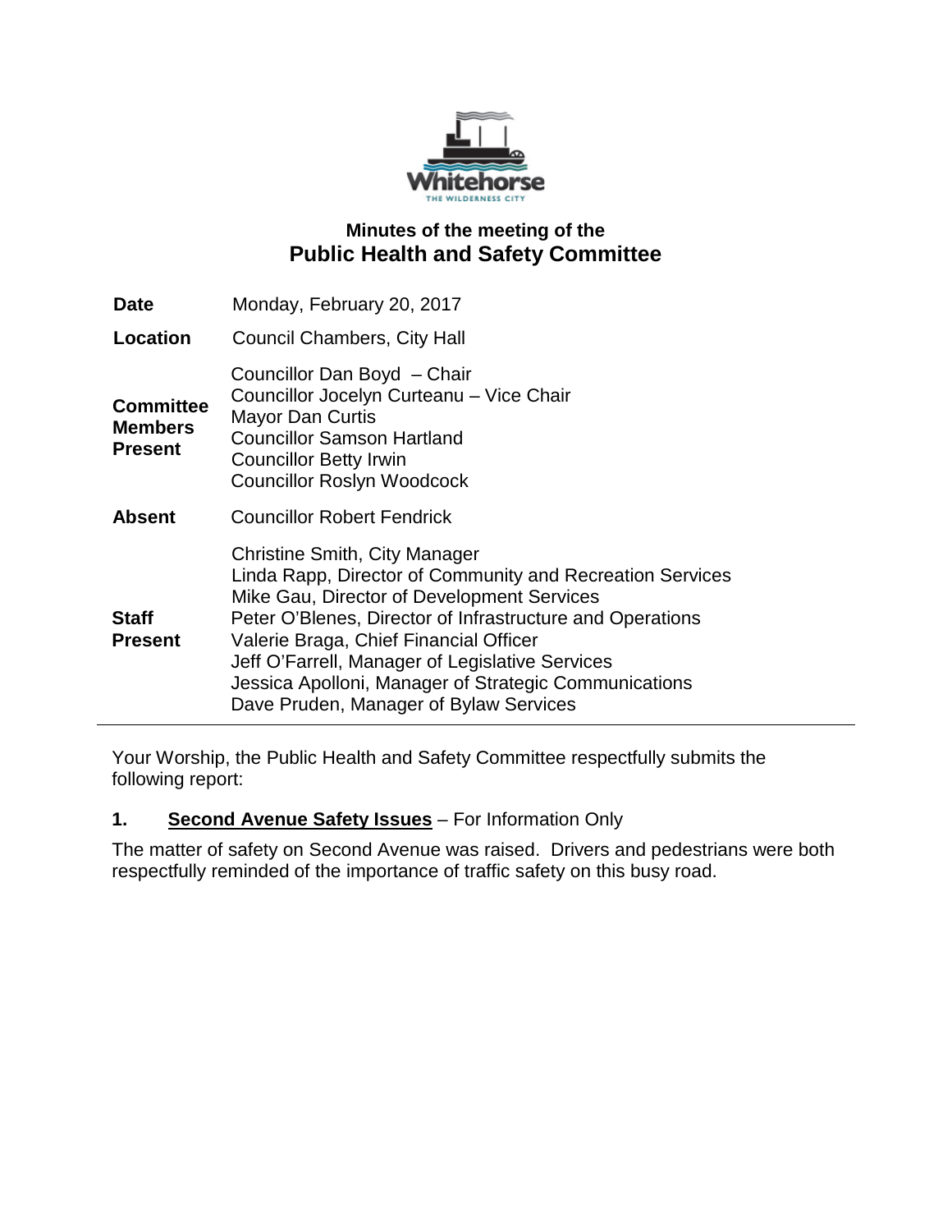# Minutes of the meeting of the
## Public Health and Safety Committee

| | |
|---|---|
| **Date** | Monday, February 20, 2017 |
| **Location** | Council Chambers, City Hall |
| **Committee Members Present** | Councillor Dan Boyd – Chair<br>Councillor Jocelyn Curteanu – Vice Chair<br>Mayor Dan Curtis<br>Councillor Samson Hartland<br>Councillor Betty Irwin<br>Councillor Roslyn Woodcock |
| **Absent** | Councillor Robert Fendrick |
| **Staff Present** | Christine Smith, City Manager<br>Linda Rapp, Director of Community and Recreation Services<br>Mike Gau, Director of Development Services<br>Peter O'Blenes, Director of Infrastructure and Operations<br>Valerie Braga, Chief Financial Officer<br>Jeff O'Farrell, Manager of Legislative Services<br>Jessica Apolloni, Manager of Strategic Communications<br>Dave Pruden, Manager of Bylaw Services |

Your Worship, the Public Health and Safety Committee respectfully submits the following report:

**1. Second Avenue Safety Issues** – For Information Only

The matter of safety on Second Avenue was raised. Drivers and pedestrians were both respectfully reminded of the importance of traffic safety on this busy road.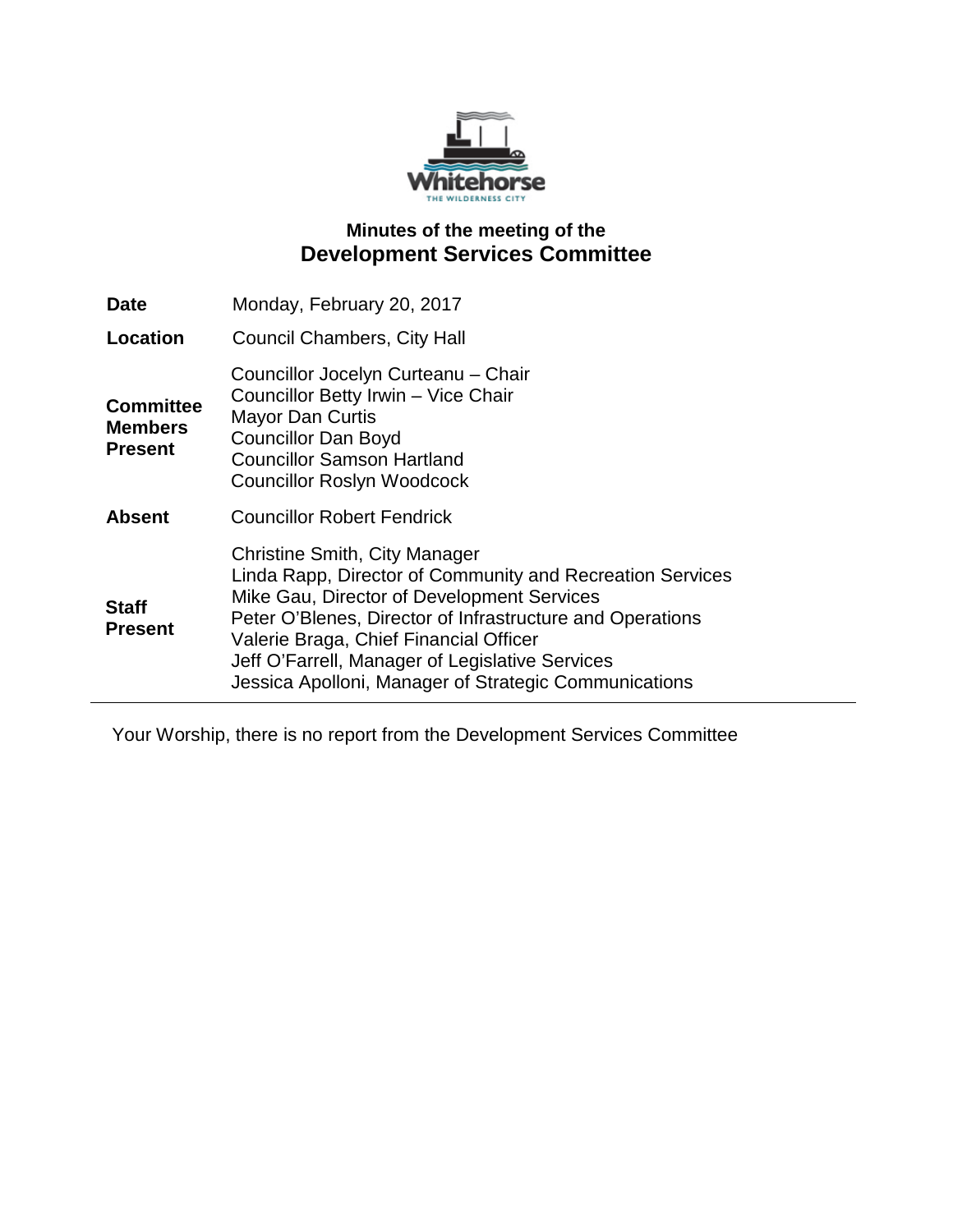# Minutes of the meeting of the
## Development Services Committee

| | |
|---|---|
| **Date** | Monday, February 20, 2017 |
| **Location** | Council Chambers, City Hall |
| **Committee Members Present** | Councillor Jocelyn Curteanu – Chair<br>Councillor Betty Irwin – Vice Chair<br>Mayor Dan Curtis<br>Councillor Dan Boyd<br>Councillor Samson Hartland<br>Councillor Roslyn Woodcock |
| **Absent** | Councillor Robert Fendrick |
| **Staff Present** | Christine Smith, City Manager<br>Linda Rapp, Director of Community and Recreation Services<br>Mike Gau, Director of Development Services<br>Peter O'Blenes, Director of Infrastructure and Operations<br>Valerie Braga, Chief Financial Officer<br>Jeff O'Farrell, Manager of Legislative Services<br>Jessica Apolloni, Manager of Strategic Communications |

---

Your Worship, there is no report from the Development Services Committee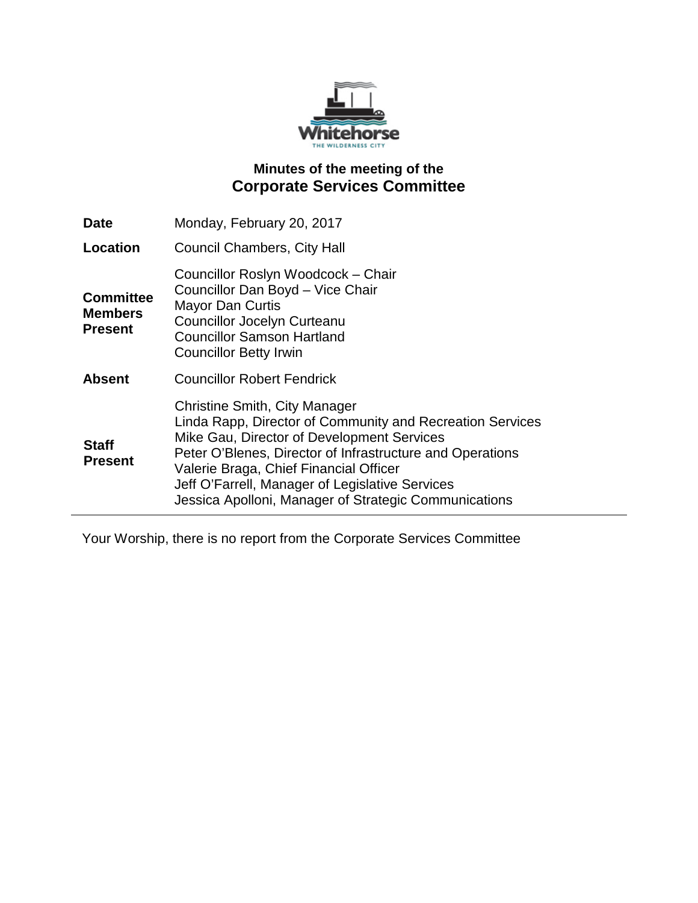Whitehorse
THE WILDERNESS CITY

## Minutes of the meeting of the
# Corporate Services Committee

| | |
|---|---|
| **Date** | Monday, February 20, 2017 |
| **Location** | Council Chambers, City Hall |
| **Committee Members Present** | Councillor Roslyn Woodcock – Chair<br>Councillor Dan Boyd – Vice Chair<br>Mayor Dan Curtis<br>Councillor Jocelyn Curteanu<br>Councillor Samson Hartland<br>Councillor Betty Irwin |
| **Absent** | Councillor Robert Fendrick |
| **Staff Present** | Christine Smith, City Manager<br>Linda Rapp, Director of Community and Recreation Services<br>Mike Gau, Director of Development Services<br>Peter O'Blenes, Director of Infrastructure and Operations<br>Valerie Braga, Chief Financial Officer<br>Jeff O'Farrell, Manager of Legislative Services<br>Jessica Apolloni, Manager of Strategic Communications |

---

Your Worship, there is no report from the Corporate Services Committee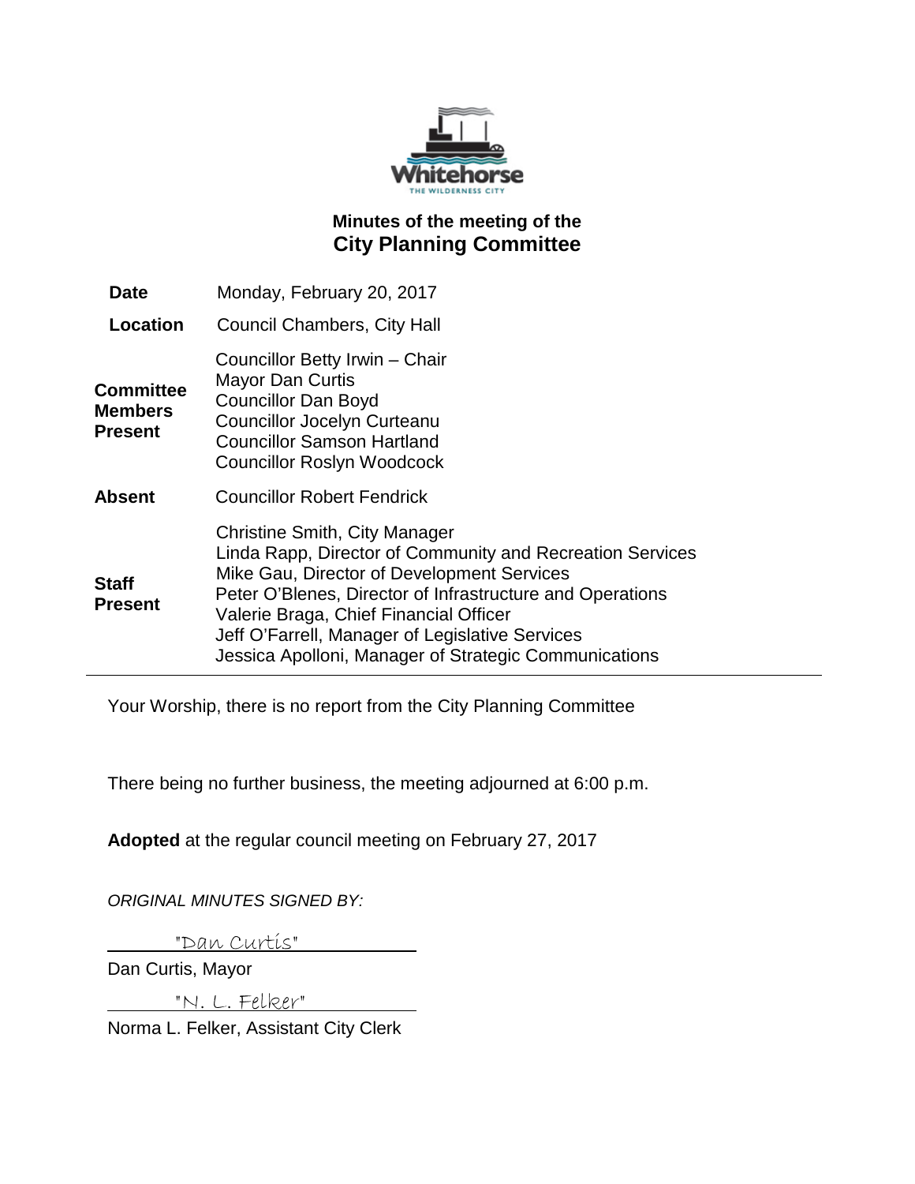## Minutes of the meeting of the

# City Planning Committee

| | |
|---|---|
| **Date** | Monday, February 20, 2017 |
| **Location** | Council Chambers, City Hall |
| **Committee Members Present** | Councillor Betty Irwin – Chair<br>Mayor Dan Curtis<br>Councillor Dan Boyd<br>Councillor Jocelyn Curteanu<br>Councillor Samson Hartland<br>Councillor Roslyn Woodcock |
| **Absent** | Councillor Robert Fendrick |
| **Staff Present** | Christine Smith, City Manager<br>Linda Rapp, Director of Community and Recreation Services<br>Mike Gau, Director of Development Services<br>Peter O'Blenes, Director of Infrastructure and Operations<br>Valerie Braga, Chief Financial Officer<br>Jeff O'Farrell, Manager of Legislative Services<br>Jessica Apolloni, Manager of Strategic Communications |

Your Worship, there is no report from the City Planning Committee

There being no further business, the meeting adjourned at 6:00 p.m.

**Adopted** at the regular council meeting on February 27, 2017

*ORIGINAL MINUTES SIGNED BY:*

"Dan Curtis"

Dan Curtis, Mayor

"N. L. Felker"

Norma L. Felker, Assistant City Clerk